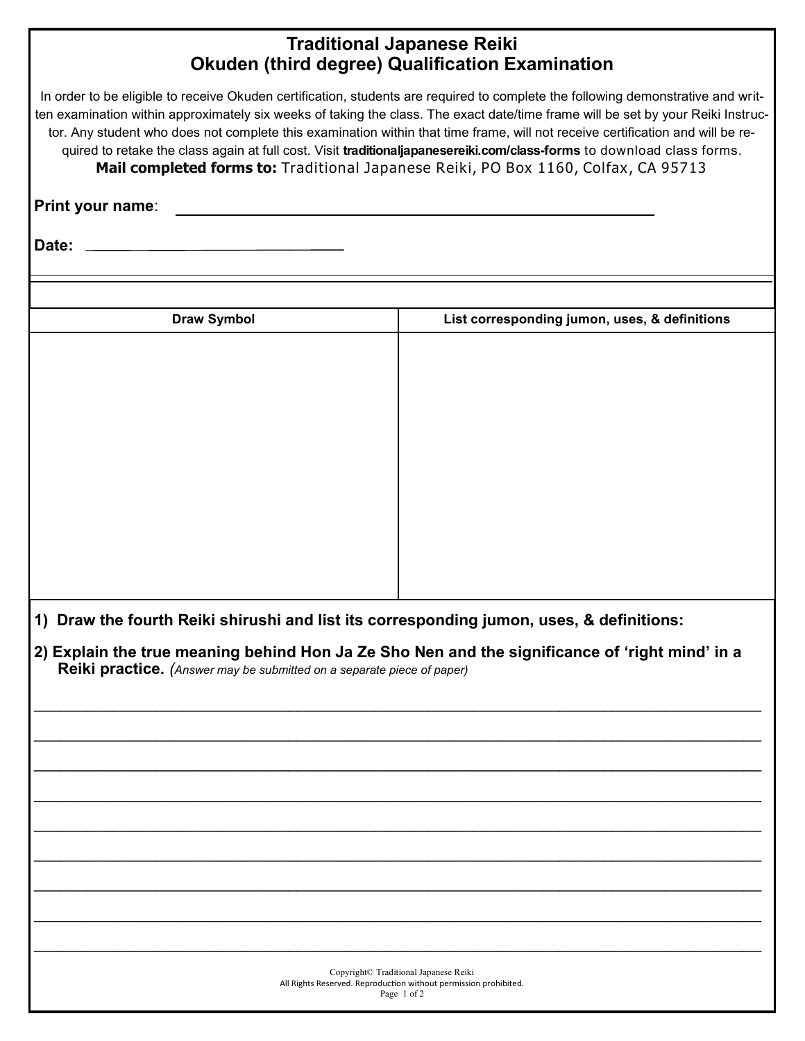# Traditional Japanese Reiki
## Okuden (third degree) Qualification Examination

In order to be eligible to receive Okuden certification, students are required to complete the following demonstrative and written examination within approximately six weeks of taking the class. The exact date/time frame will be set by your Reiki Instructor. Any student who does not complete this examination within that time frame, will not receive certification and will be required to retake the class again at full cost. Visit **traditionaljapanesereiki.com/class-forms** to download class forms.

**Mail completed forms to:** Traditional Japanese Reiki, PO Box 1160, Colfax, CA 95713

**Print your name**: ______________________________________________

**Date:** ______________________________

| Draw Symbol | List corresponding jumon, uses, & definitions |
| --- | --- |
| | |

**1) Draw the fourth Reiki shirushi and list its corresponding jumon, uses, & definitions:**

**2) Explain the true meaning behind Hon Ja Ze Sho Nen and the significance of 'right mind' in a Reiki practice.** *(Answer may be submitted on a separate piece of paper)*

________________________________________________________________________________

________________________________________________________________________________

________________________________________________________________________________

________________________________________________________________________________

________________________________________________________________________________

________________________________________________________________________________

________________________________________________________________________________

________________________________________________________________________________

________________________________________________________________________________

Copyright© Traditional Japanese Reiki
All Rights Reserved. Reproduction without permission prohibited.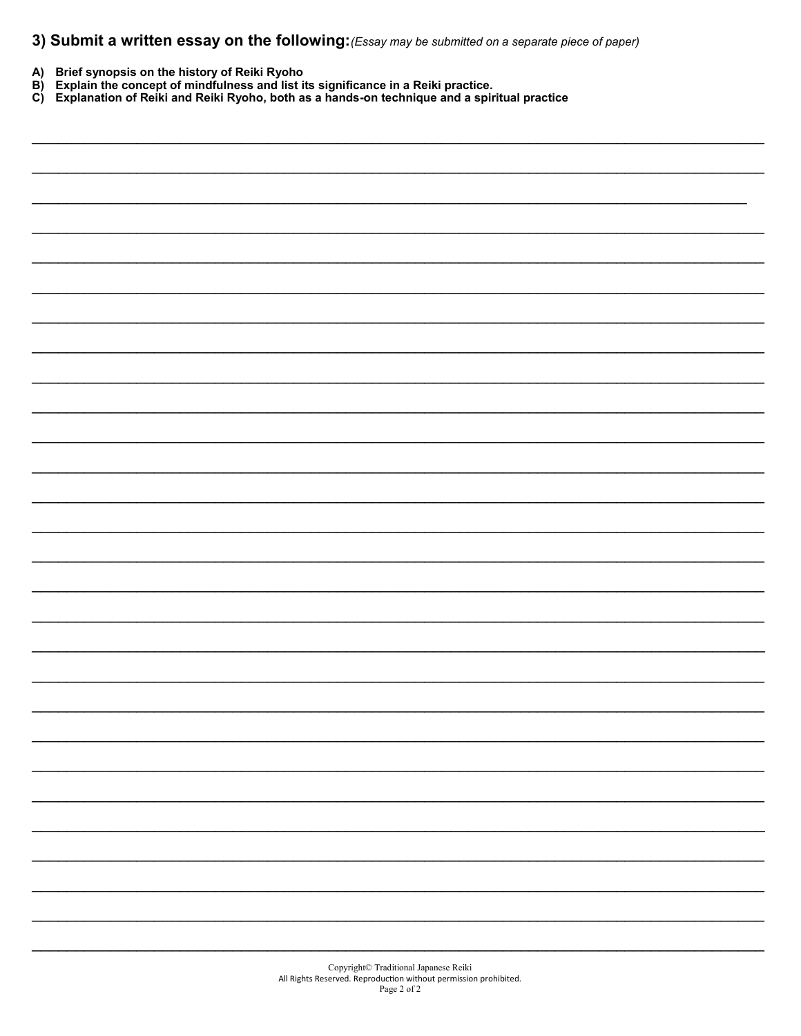## 3) Submit a written essay on the following: *(Essay may be submitted on a separate piece of paper)*

**A) Brief synopsis on the history of Reiki Ryoho**
**B) Explain the concept of mindfulness and list its significance in a Reiki practice.**
**C) Explanation of Reiki and Reiki Ryoho, both as a hands-on technique and a spiritual practice**

Copyright© Traditional Japanese Reiki
All Rights Reserved. Reproduction without permission prohibited.